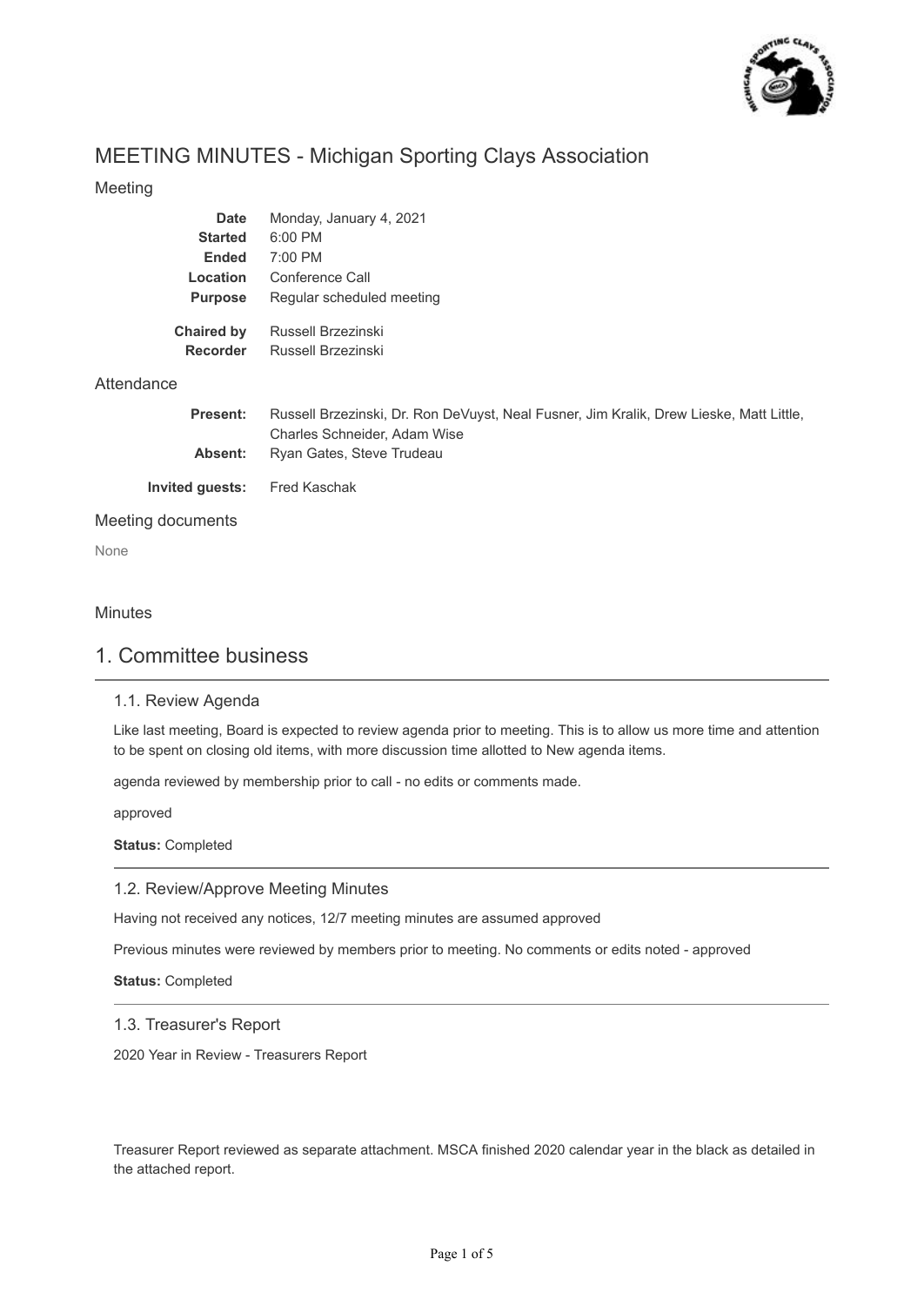# MEETING MINUTES - Michigan Sporting Clays Association

## Meeting

| | |
|---|---|
| **Date** | Monday, January 4, 2021 |
| **Started** | 6:00 PM |
| **Ended** | 7:00 PM |
| **Location** | Conference Call |
| **Purpose** | Regular scheduled meeting |
| **Chaired by** | Russell Brzezinski |
| **Recorder** | Russell Brzezinski |

## Attendance

| | |
|---|---|
| **Present:** | Russell Brzezinski, Dr. Ron DeVuyst, Neal Fusner, Jim Kralik, Drew Lieske, Matt Little, Charles Schneider, Adam Wise |
| **Absent:** | Ryan Gates, Steve Trudeau |
| **Invited guests:** | Fred Kaschak |

## Meeting documents

None

## Minutes

# 1. Committee business

### 1.1. Review Agenda

Like last meeting, Board is expected to review agenda prior to meeting. This is to allow us more time and attention to be spent on closing old items, with more discussion time allotted to New agenda items.

agenda reviewed by membership prior to call - no edits or comments made.

approved

**Status:** Completed

### 1.2. Review/Approve Meeting Minutes

Having not received any notices, 12/7 meeting minutes are assumed approved

Previous minutes were reviewed by members prior to meeting. No comments or edits noted - approved

**Status:** Completed

### 1.3. Treasurer's Report

2020 Year in Review - Treasurers Report

Treasurer Report reviewed as separate attachment. MSCA finished 2020 calendar year in the black as detailed in the attached report.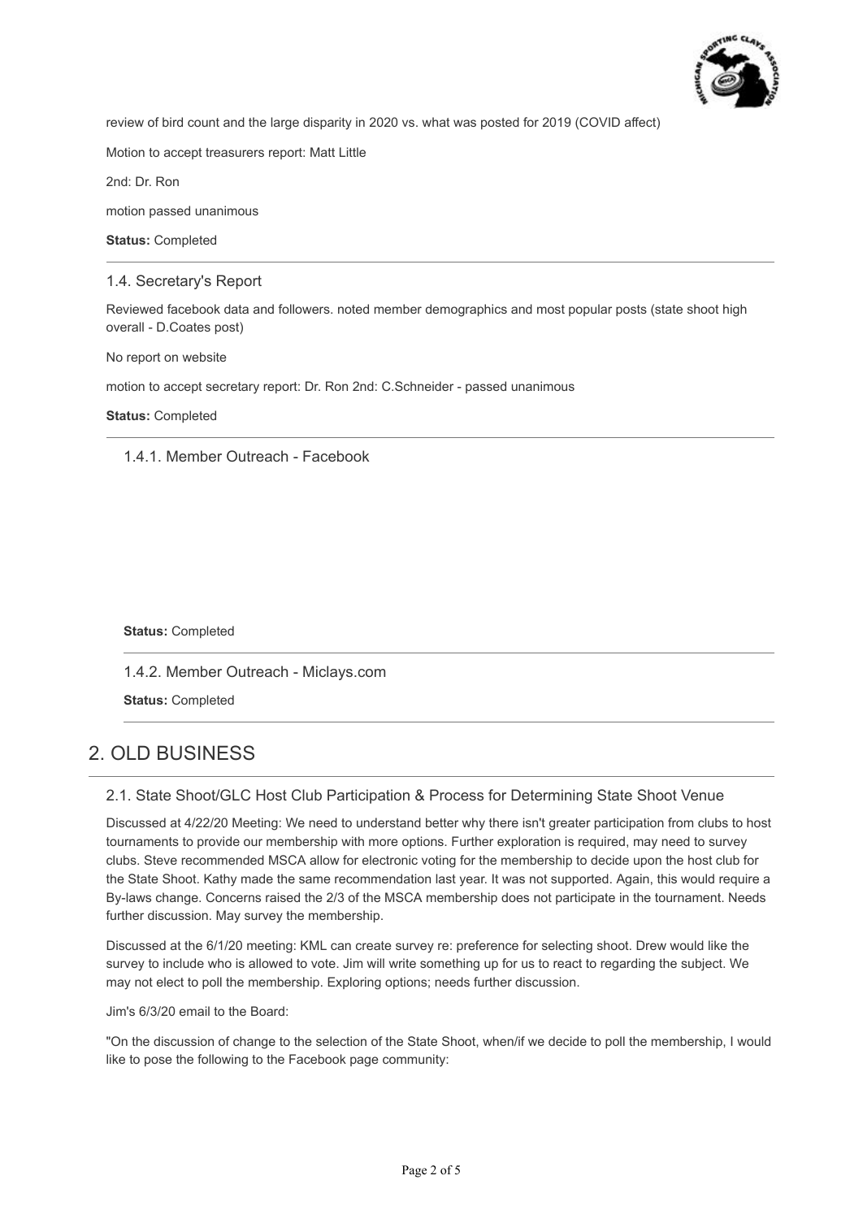review of bird count and the large disparity in 2020 vs. what was posted for 2019 (COVID affect)

Motion to accept treasurers report: Matt Little

2nd: Dr. Ron

motion passed unanimous

**Status:** Completed

### 1.4. Secretary's Report

Reviewed facebook data and followers. noted member demographics and most popular posts (state shoot high overall - D.Coates post)

No report on website

motion to accept secretary report: Dr. Ron 2nd: C.Schneider - passed unanimous

**Status:** Completed

#### 1.4.1. Member Outreach - Facebook

**Status:** Completed

#### 1.4.2. Member Outreach - Miclays.com

**Status:** Completed

## 2. OLD BUSINESS

### 2.1. State Shoot/GLC Host Club Participation & Process for Determining State Shoot Venue

Discussed at 4/22/20 Meeting: We need to understand better why there isn't greater participation from clubs to host tournaments to provide our membership with more options. Further exploration is required, may need to survey clubs. Steve recommended MSCA allow for electronic voting for the membership to decide upon the host club for the State Shoot. Kathy made the same recommendation last year. It was not supported. Again, this would require a By-laws change. Concerns raised the 2/3 of the MSCA membership does not participate in the tournament. Needs further discussion. May survey the membership.

Discussed at the 6/1/20 meeting: KML can create survey re: preference for selecting shoot. Drew would like the survey to include who is allowed to vote. Jim will write something up for us to react to regarding the subject. We may not elect to poll the membership. Exploring options; needs further discussion.

Jim's 6/3/20 email to the Board:

"On the discussion of change to the selection of the State Shoot, when/if we decide to poll the membership, I would like to pose the following to the Facebook page community: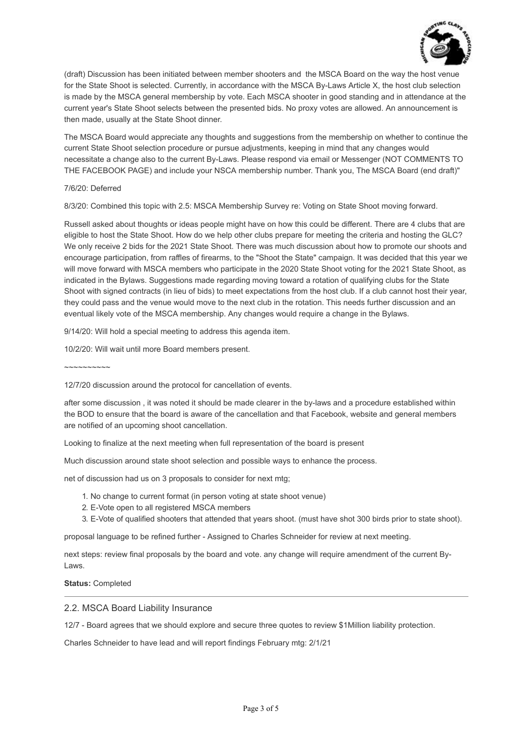(draft) Discussion has been initiated between member shooters and the MSCA Board on the way the host venue for the State Shoot is selected. Currently, in accordance with the MSCA By-Laws Article X, the host club selection is made by the MSCA general membership by vote. Each MSCA shooter in good standing and in attendance at the current year's State Shoot selects between the presented bids. No proxy votes are allowed. An announcement is then made, usually at the State Shoot dinner.

The MSCA Board would appreciate any thoughts and suggestions from the membership on whether to continue the current State Shoot selection procedure or pursue adjustments, keeping in mind that any changes would necessitate a change also to the current By-Laws. Please respond via email or Messenger (NOT COMMENTS TO THE FACEBOOK PAGE) and include your NSCA membership number. Thank you, The MSCA Board (end draft)"

7/6/20: Deferred

8/3/20: Combined this topic with 2.5: MSCA Membership Survey re: Voting on State Shoot moving forward.

Russell asked about thoughts or ideas people might have on how this could be different. There are 4 clubs that are eligible to host the State Shoot. How do we help other clubs prepare for meeting the criteria and hosting the GLC? We only receive 2 bids for the 2021 State Shoot. There was much discussion about how to promote our shoots and encourage participation, from raffles of firearms, to the "Shoot the State" campaign. It was decided that this year we will move forward with MSCA members who participate in the 2020 State Shoot voting for the 2021 State Shoot, as indicated in the Bylaws. Suggestions made regarding moving toward a rotation of qualifying clubs for the State Shoot with signed contracts (in lieu of bids) to meet expectations from the host club. If a club cannot host their year, they could pass and the venue would move to the next club in the rotation. This needs further discussion and an eventual likely vote of the MSCA membership. Any changes would require a change in the Bylaws.

9/14/20: Will hold a special meeting to address this agenda item.

10/2/20: Will wait until more Board members present.

~~~~~~~~~~

12/7/20 discussion around the protocol for cancellation of events.

after some discussion , it was noted it should be made clearer in the by-laws and a procedure established within the BOD to ensure that the board is aware of the cancellation and that Facebook, website and general members are notified of an upcoming shoot cancellation.

Looking to finalize at the next meeting when full representation of the board is present

Much discussion around state shoot selection and possible ways to enhance the process.

net of discussion had us on 3 proposals to consider for next mtg;

1. No change to current format (in person voting at state shoot venue)
2. E-Vote open to all registered MSCA members
3. E-Vote of qualified shooters that attended that years shoot. (must have shot 300 birds prior to state shoot).

proposal language to be refined further - Assigned to Charles Schneider for review at next meeting.

next steps: review final proposals by the board and vote. any change will require amendment of the current By-Laws.

**Status:** Completed

## 2.2. MSCA Board Liability Insurance

12/7 - Board agrees that we should explore and secure three quotes to review $1Million liability protection.

Charles Schneider to have lead and will report findings February mtg: 2/1/21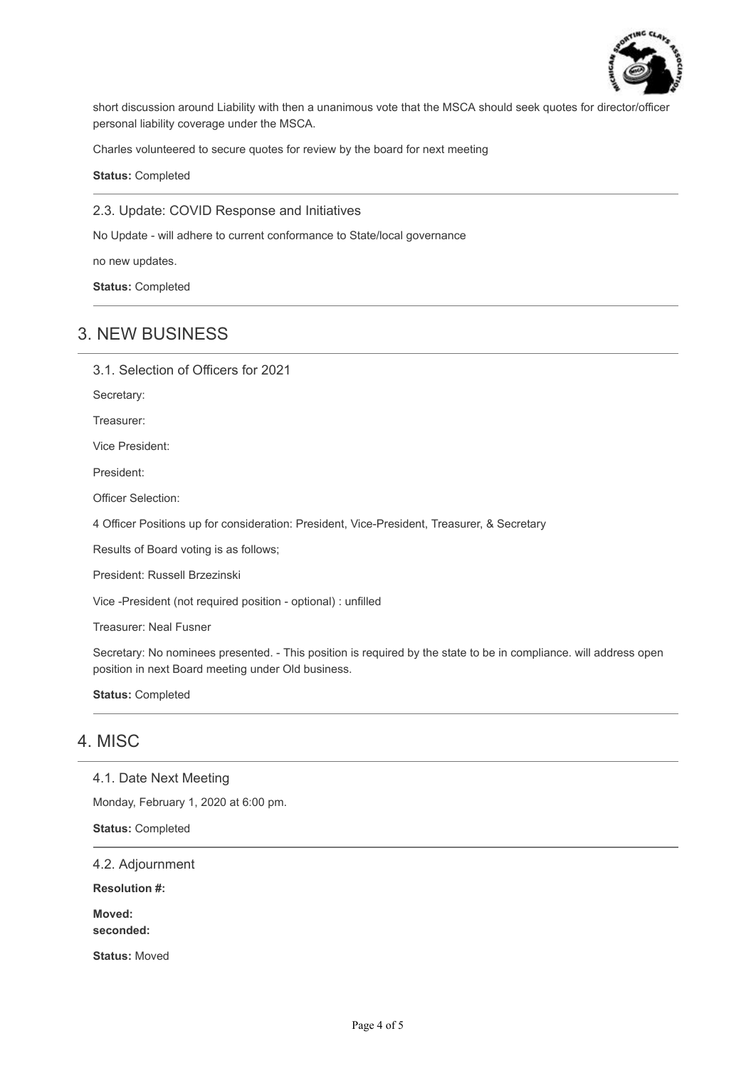short discussion around Liability with then a unanimous vote that the MSCA should seek quotes for director/officer personal liability coverage under the MSCA.

Charles volunteered to secure quotes for review by the board for next meeting

**Status:** Completed

### 2.3. Update: COVID Response and Initiatives

No Update - will adhere to current conformance to State/local governance

no new updates.

**Status:** Completed

## 3. NEW BUSINESS

### 3.1. Selection of Officers for 2021

Secretary:

Treasurer:

Vice President:

President:

Officer Selection:

4 Officer Positions up for consideration: President, Vice-President, Treasurer, & Secretary

Results of Board voting is as follows;

President: Russell Brzezinski

Vice -President (not required position - optional) : unfilled

Treasurer: Neal Fusner

Secretary: No nominees presented. - This position is required by the state to be in compliance. will address open position in next Board meeting under Old business.

**Status:** Completed

## 4. MISC

### 4.1. Date Next Meeting

Monday, February 1, 2020 at 6:00 pm.

**Status:** Completed

### 4.2. Adjournment

**Resolution #:**

**Moved:**
**seconded:**

**Status:** Moved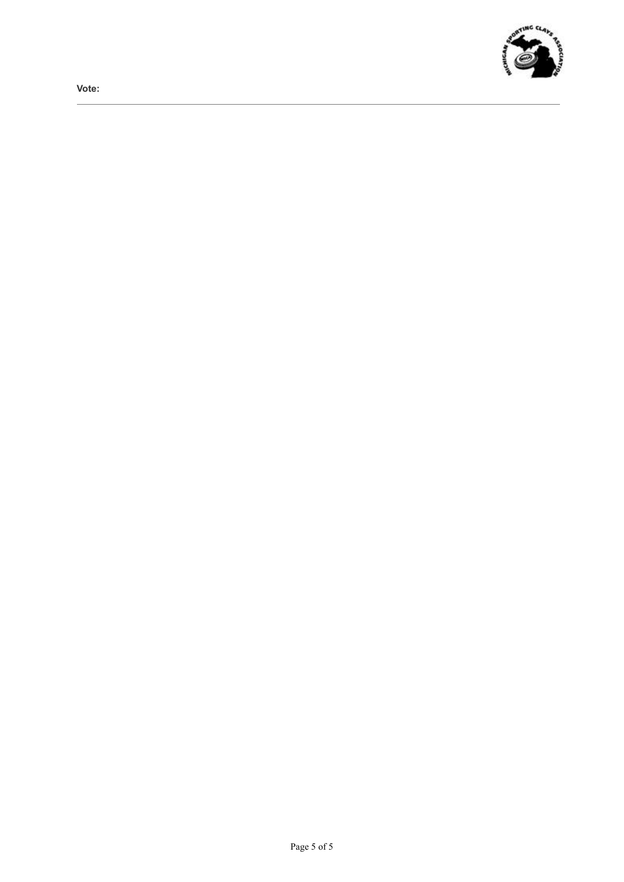**Vote:**

---